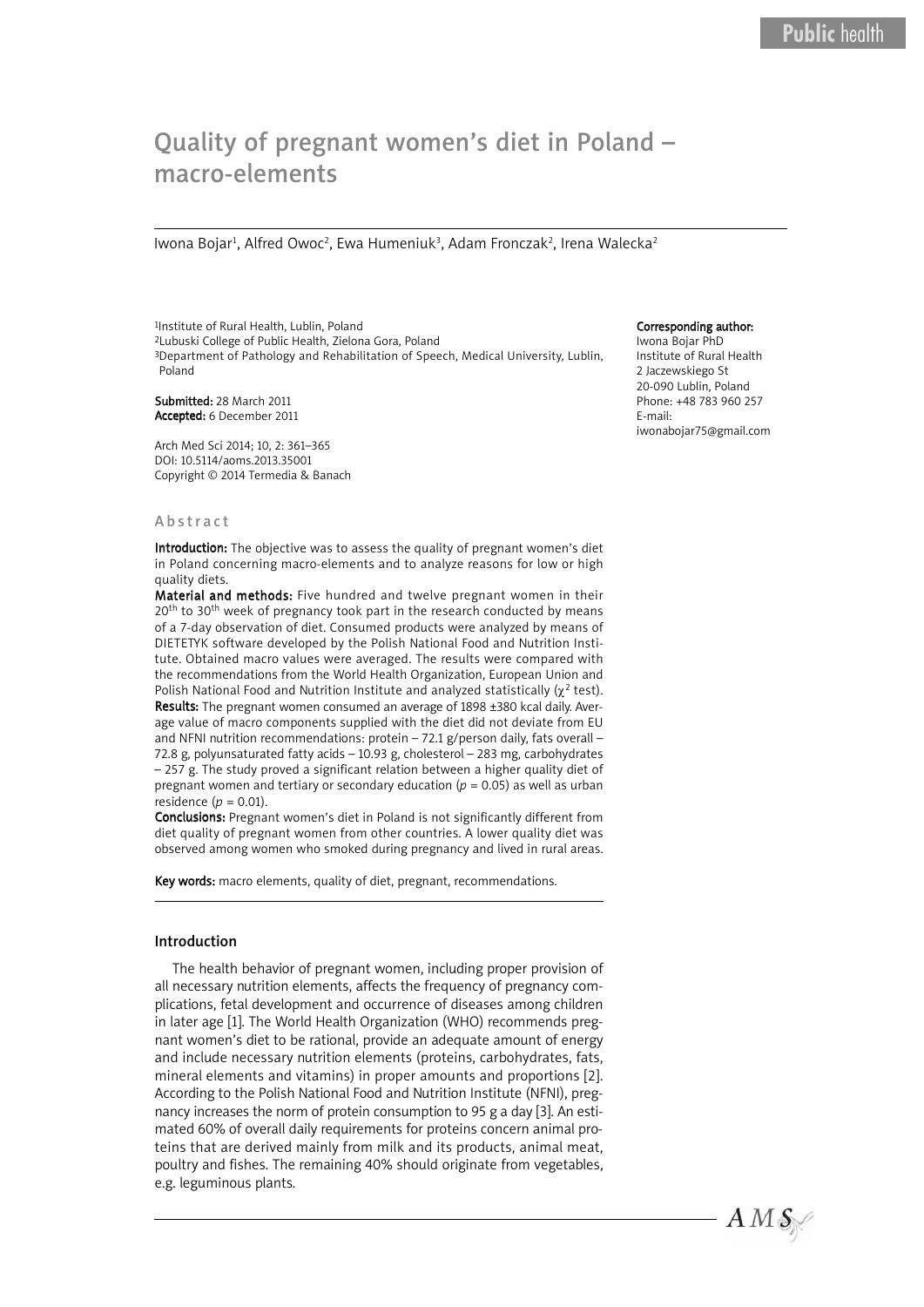# Quality of pregnant women's diet in Poland – macro-elements

Iwona Bojar[1], Alfred Owoc[2], Ewa Humeniuk[3], Adam Fronczak[2], Irena Walecka[2]

[1]Institute of Rural Health, Lublin, Poland
[2]Lubuski College of Public Health, Zielona Gora, Poland
[3]Department of Pathology and Rehabilitation of Speech, Medical University, Lublin, Poland

**Submitted:** 28 March 2011
**Accepted:** 6 December 2011

Arch Med Sci 2014; 10, 2: 361–365
DOI: 10.5114/aoms.2013.35001
Copyright © 2014 Termedia & Banach

**Corresponding author:**
Iwona Bojar PhD
Institute of Rural Health
2 Jaczewskiego St
20-090 Lublin, Poland
Phone: +48 783 960 257
E-mail:
iwonabojar75@gmail.com

## Abstract

**Introduction:** The objective was to assess the quality of pregnant women's diet in Poland concerning macro-elements and to analyze reasons for low or high quality diets.

**Material and methods:** Five hundred and twelve pregnant women in their 20th to 30th week of pregnancy took part in the research conducted by means of a 7-day observation of diet. Consumed products were analyzed by means of DIETETYK software developed by the Polish National Food and Nutrition Institute. Obtained macro values were averaged. The results were compared with the recommendations from the World Health Organization, European Union and Polish National Food and Nutrition Institute and analyzed statistically ($\chi^2$ test).

**Results:** The pregnant women consumed an average of 1898 ±380 kcal daily. Average value of macro components supplied with the diet did not deviate from EU and NFNI nutrition recommendations: protein – 72.1 g/person daily, fats overall – 72.8 g, polyunsaturated fatty acids – 10.93 g, cholesterol – 283 mg, carbohydrates – 257 g. The study proved a significant relation between a higher quality diet of pregnant women and tertiary or secondary education ($p$ = 0.05) as well as urban residence ($p$ = 0.01).

**Conclusions:** Pregnant women's diet in Poland is not significantly different from diet quality of pregnant women from other countries. A lower quality diet was observed among women who smoked during pregnancy and lived in rural areas.

**Key words:** macro elements, quality of diet, pregnant, recommendations.

## Introduction

The health behavior of pregnant women, including proper provision of all necessary nutrition elements, affects the frequency of pregnancy complications, fetal development and occurrence of diseases among children in later age [1]. The World Health Organization (WHO) recommends pregnant women's diet to be rational, provide an adequate amount of energy and include necessary nutrition elements (proteins, carbohydrates, fats, mineral elements and vitamins) in proper amounts and proportions [2]. According to the Polish National Food and Nutrition Institute (NFNI), pregnancy increases the norm of protein consumption to 95 g a day [3]. An estimated 60% of overall daily requirements for proteins concern animal proteins that are derived mainly from milk and its products, animal meat, poultry and fishes. The remaining 40% should originate from vegetables, e.g. leguminous plants.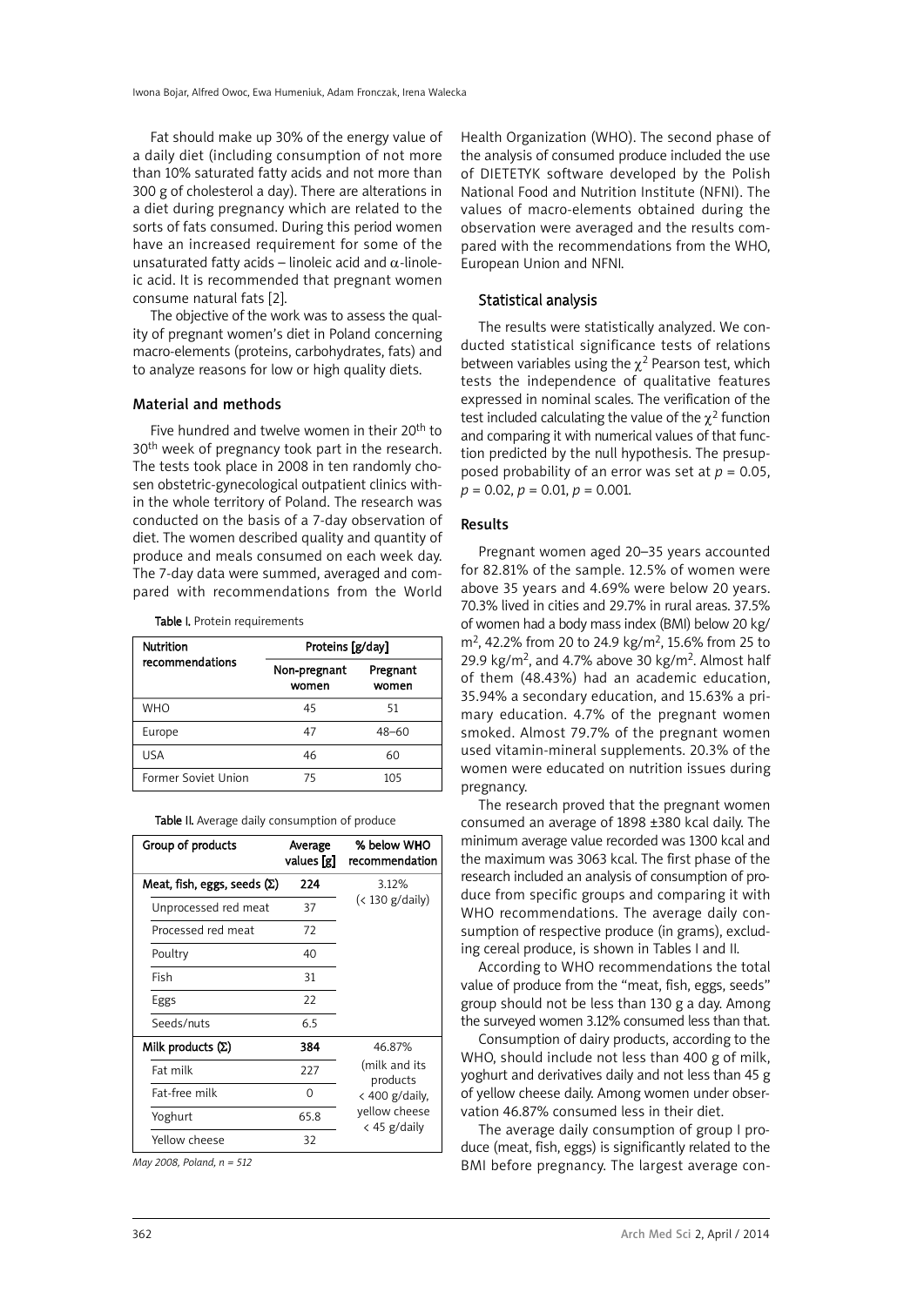Fat should make up 30% of the energy value of a daily diet (including consumption of not more than 10% saturated fatty acids and not more than 300 g of cholesterol a day). There are alterations in a diet during pregnancy which are related to the sorts of fats consumed. During this period women have an increased requirement for some of the unsaturated fatty acids – linoleic acid and $\alpha$-linoleic acid. It is recommended that pregnant women consume natural fats [2].

The objective of the work was to assess the quality of pregnant women's diet in Poland concerning macro-elements (proteins, carbohydrates, fats) and to analyze reasons for low or high quality diets.

## Material and methods

Five hundred and twelve women in their 20th to 30th week of pregnancy took part in the research. The tests took place in 2008 in ten randomly chosen obstetric-gynecological outpatient clinics within the whole territory of Poland. The research was conducted on the basis of a 7-day observation of diet. The women described quality and quantity of produce and meals consumed on each week day. The 7-day data were summed, averaged and compared with recommendations from the World Health Organization (WHO). The second phase of the analysis of consumed produce included the use of DIETETYK software developed by the Polish National Food and Nutrition Institute (NFNI). The values of macro-elements obtained during the observation were averaged and the results compared with the recommendations from the WHO, European Union and NFNI.

**Table I.** Protein requirements

| Nutrition recommendations | Proteins [g/day] | |
|---|---|---|
| | Non-pregnant women | Pregnant women |
| WHO | 45 | 51 |
| Europe | 47 | 48–60 |
| USA | 46 | 60 |
| Former Soviet Union | 75 | 105 |

**Table II.** Average daily consumption of produce

| Group of products | Average values [g] | % below WHO recommendation |
|---|---|---|
| **Meat, fish, eggs, seeds (Σ)** | **224** | 3.12% (< 130 g/daily) |
| Unprocessed red meat | 37 | |
| Processed red meat | 72 | |
| Poultry | 40 | |
| Fish | 31 | |
| Eggs | 22 | |
| Seeds/nuts | 6.5 | |
| **Milk products (Σ)** | **384** | 46.87% (milk and its products < 400 g/daily, yellow cheese < 45 g/daily |
| Fat milk | 227 | |
| Fat-free milk | 0 | |
| Yoghurt | 65.8 | |
| Yellow cheese | 32 | |

*May 2008, Poland, n = 512*

## Statistical analysis

The results were statistically analyzed. We conducted statistical significance tests of relations between variables using the $\chi^2$ Pearson test, which tests the independence of qualitative features expressed in nominal scales. The verification of the test included calculating the value of the $\chi^2$ function and comparing it with numerical values of that function predicted by the null hypothesis. The presupposed probability of an error was set at $p = 0.05$, $p = 0.02$, $p = 0.01$, $p = 0.001$.

## Results

Pregnant women aged 20–35 years accounted for 82.81% of the sample. 12.5% of women were above 35 years and 4.69% were below 20 years. 70.3% lived in cities and 29.7% in rural areas. 37.5% of women had a body mass index (BMI) below 20 kg/m$^2$, 42.2% from 20 to 24.9 kg/m$^2$, 15.6% from 25 to 29.9 kg/m$^2$, and 4.7% above 30 kg/m$^2$. Almost half of them (48.43%) had an academic education, 35.94% a secondary education, and 15.63% a primary education. 4.7% of the pregnant women smoked. Almost 79.7% of the pregnant women used vitamin-mineral supplements. 20.3% of the women were educated on nutrition issues during pregnancy.

The research proved that the pregnant women consumed an average of 1898 ±380 kcal daily. The minimum average value recorded was 1300 kcal and the maximum was 3063 kcal. The first phase of the research included an analysis of consumption of produce from specific groups and comparing it with WHO recommendations. The average daily consumption of respective produce (in grams), excluding cereal produce, is shown in Tables I and II.

According to WHO recommendations the total value of produce from the "meat, fish, eggs, seeds" group should not be less than 130 g a day. Among the surveyed women 3.12% consumed less than that.

Consumption of dairy products, according to the WHO, should include not less than 400 g of milk, yoghurt and derivatives daily and not less than 45 g of yellow cheese daily. Among women under observation 46.87% consumed less in their diet.

The average daily consumption of group I produce (meat, fish, eggs) is significantly related to the BMI before pregnancy. The largest average con-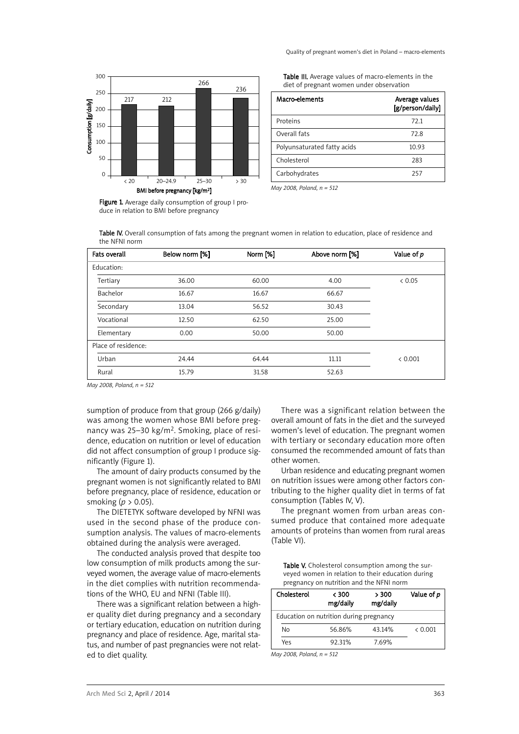Figure 1. Average daily consumption of group I produce in relation to BMI before pregnancy

Table III. Average values of macro-elements in the diet of pregnant women under observation

| Macro-elements | Average values [g/person/daily] |
|---|---|
| Proteins | 72.1 |
| Overall fats | 72.8 |
| Polyunsaturated fatty acids | 10.93 |
| Cholesterol | 283 |
| Carbohydrates | 257 |

*May 2008, Poland, n = 512*

Table IV. Overall consumption of fats among the pregnant women in relation to education, place of residence and the NFNI norm

| Fats overall | Below norm [%] | Norm [%] | Above norm [%] | Value of *p* |
|---|---|---|---|---|
| Education: | | | | |
| Tertiary | 36.00 | 60.00 | 4.00 | < 0.05 |
| Bachelor | 16.67 | 16.67 | 66.67 | |
| Secondary | 13.04 | 56.52 | 30.43 | |
| Vocational | 12.50 | 62.50 | 25.00 | |
| Elementary | 0.00 | 50.00 | 50.00 | |
| Place of residence: | | | | |
| Urban | 24.44 | 64.44 | 11.11 | < 0.001 |
| Rural | 15.79 | 31.58 | 52.63 | |

*May 2008, Poland, n = 512*

sumption of produce from that group (266 g/daily) was among the women whose BMI before pregnancy was 25–30 kg/m$^2$. Smoking, place of residence, education on nutrition or level of education did not affect consumption of group I produce significantly (Figure 1).

The amount of dairy products consumed by the pregnant women is not significantly related to BMI before pregnancy, place of residence, education or smoking ($p > 0.05$).

The DIETETYK software developed by NFNI was used in the second phase of the produce consumption analysis. The values of macro-elements obtained during the analysis were averaged.

The conducted analysis proved that despite too low consumption of milk products among the surveyed women, the average value of macro-elements in the diet complies with nutrition recommendations of the WHO, EU and NFNI (Table III).

There was a significant relation between a higher quality diet during pregnancy and a secondary or tertiary education, education on nutrition during pregnancy and place of residence. Age, marital status, and number of past pregnancies were not related to diet quality.

There was a significant relation between the overall amount of fats in the diet and the surveyed women's level of education. The pregnant women with tertiary or secondary education more often consumed the recommended amount of fats than other women.

Urban residence and educating pregnant women on nutrition issues were among other factors contributing to the higher quality diet in terms of fat consumption (Tables IV, V).

The pregnant women from urban areas consumed produce that contained more adequate amounts of proteins than women from rural areas (Table VI).

Table V. Cholesterol consumption among the surveyed women in relation to their education during pregnancy on nutrition and the NFNI norm

| Cholesterol | < 300 mg/daily | > 300 mg/daily | Value of *p* |
|---|---|---|---|
| Education on nutrition during pregnancy | | | |
| No | 56.86% | 43.14% | < 0.001 |
| Yes | 92.31% | 7.69% | |

*May 2008, Poland, n = 512*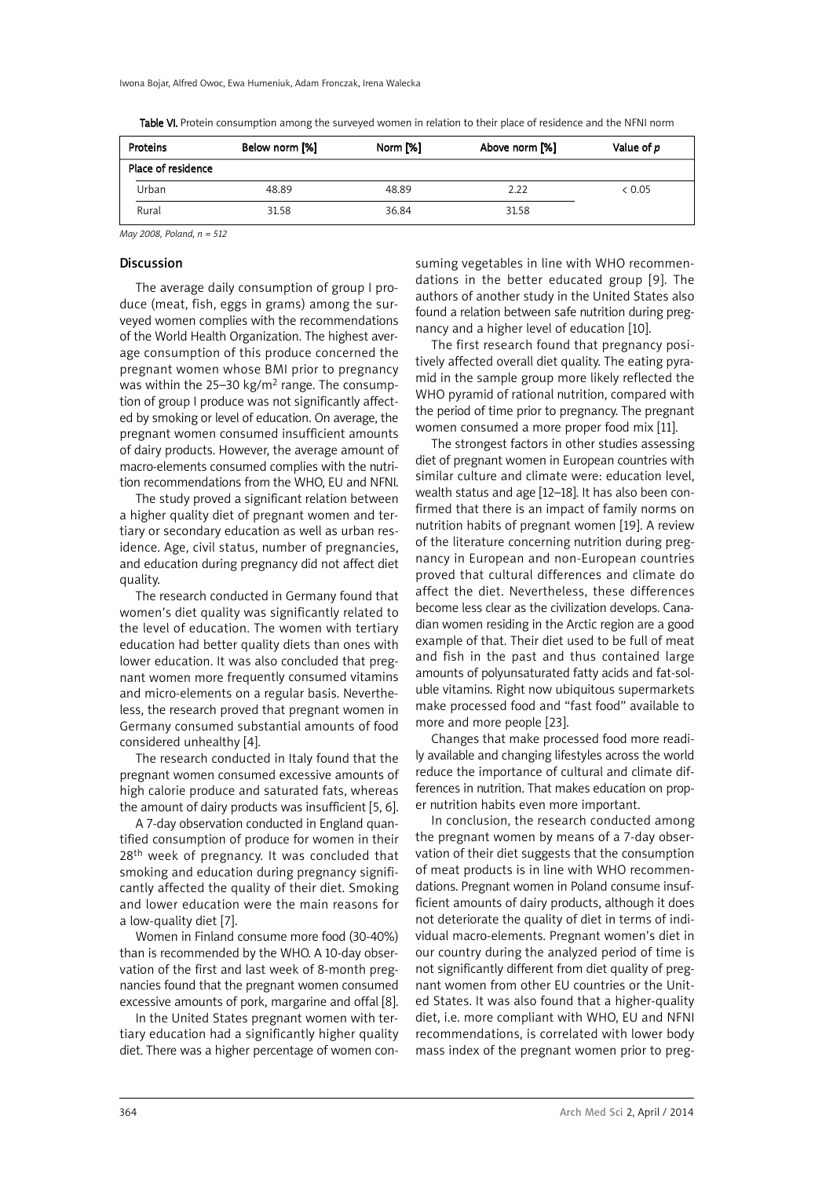Table VI. Protein consumption among the surveyed women in relation to their place of residence and the NFNI norm

| Proteins | Below norm [%] | Norm [%] | Above norm [%] | Value of *p* |
|---|---|---|---|---|
| Place of residence | | | | |
| Urban | 48.89 | 48.89 | 2.22 | < 0.05 |
| Rural | 31.58 | 36.84 | 31.58 | |

*May 2008, Poland, n = 512*

## Discussion

The average daily consumption of group I produce (meat, fish, eggs in grams) among the surveyed women complies with the recommendations of the World Health Organization. The highest average consumption of this produce concerned the pregnant women whose BMI prior to pregnancy was within the 25–30 kg/m$^2$ range. The consumption of group I produce was not significantly affected by smoking or level of education. On average, the pregnant women consumed insufficient amounts of dairy products. However, the average amount of macro-elements consumed complies with the nutrition recommendations from the WHO, EU and NFNI.

The study proved a significant relation between a higher quality diet of pregnant women and tertiary or secondary education as well as urban residence. Age, civil status, number of pregnancies, and education during pregnancy did not affect diet quality.

The research conducted in Germany found that women's diet quality was significantly related to the level of education. The women with tertiary education had better quality diets than ones with lower education. It was also concluded that pregnant women more frequently consumed vitamins and micro-elements on a regular basis. Nevertheless, the research proved that pregnant women in Germany consumed substantial amounts of food considered unhealthy [4].

The research conducted in Italy found that the pregnant women consumed excessive amounts of high calorie produce and saturated fats, whereas the amount of dairy products was insufficient [5, 6].

A 7-day observation conducted in England quantified consumption of produce for women in their 28th week of pregnancy. It was concluded that smoking and education during pregnancy significantly affected the quality of their diet. Smoking and lower education were the main reasons for a low-quality diet [7].

Women in Finland consume more food (30-40%) than is recommended by the WHO. A 10-day observation of the first and last week of 8-month pregnancies found that the pregnant women consumed excessive amounts of pork, margarine and offal [8].

In the United States pregnant women with tertiary education had a significantly higher quality diet. There was a higher percentage of women consuming vegetables in line with WHO recommendations in the better educated group [9]. The authors of another study in the United States also found a relation between safe nutrition during pregnancy and a higher level of education [10].

The first research found that pregnancy positively affected overall diet quality. The eating pyramid in the sample group more likely reflected the WHO pyramid of rational nutrition, compared with the period of time prior to pregnancy. The pregnant women consumed a more proper food mix [11].

The strongest factors in other studies assessing diet of pregnant women in European countries with similar culture and climate were: education level, wealth status and age [12–18]. It has also been confirmed that there is an impact of family norms on nutrition habits of pregnant women [19]. A review of the literature concerning nutrition during pregnancy in European and non-European countries proved that cultural differences and climate do affect the diet. Nevertheless, these differences become less clear as the civilization develops. Canadian women residing in the Arctic region are a good example of that. Their diet used to be full of meat and fish in the past and thus contained large amounts of polyunsaturated fatty acids and fat-soluble vitamins. Right now ubiquitous supermarkets make processed food and "fast food" available to more and more people [23].

Changes that make processed food more readily available and changing lifestyles across the world reduce the importance of cultural and climate differences in nutrition. That makes education on proper nutrition habits even more important.

In conclusion, the research conducted among the pregnant women by means of a 7-day observation of their diet suggests that the consumption of meat products is in line with WHO recommendations. Pregnant women in Poland consume insufficient amounts of dairy products, although it does not deteriorate the quality of diet in terms of individual macro-elements. Pregnant women's diet in our country during the analyzed period of time is not significantly different from diet quality of pregnant women from other EU countries or the United States. It was also found that a higher-quality diet, i.e. more compliant with WHO, EU and NFNI recommendations, is correlated with lower body mass index of the pregnant women prior to preg-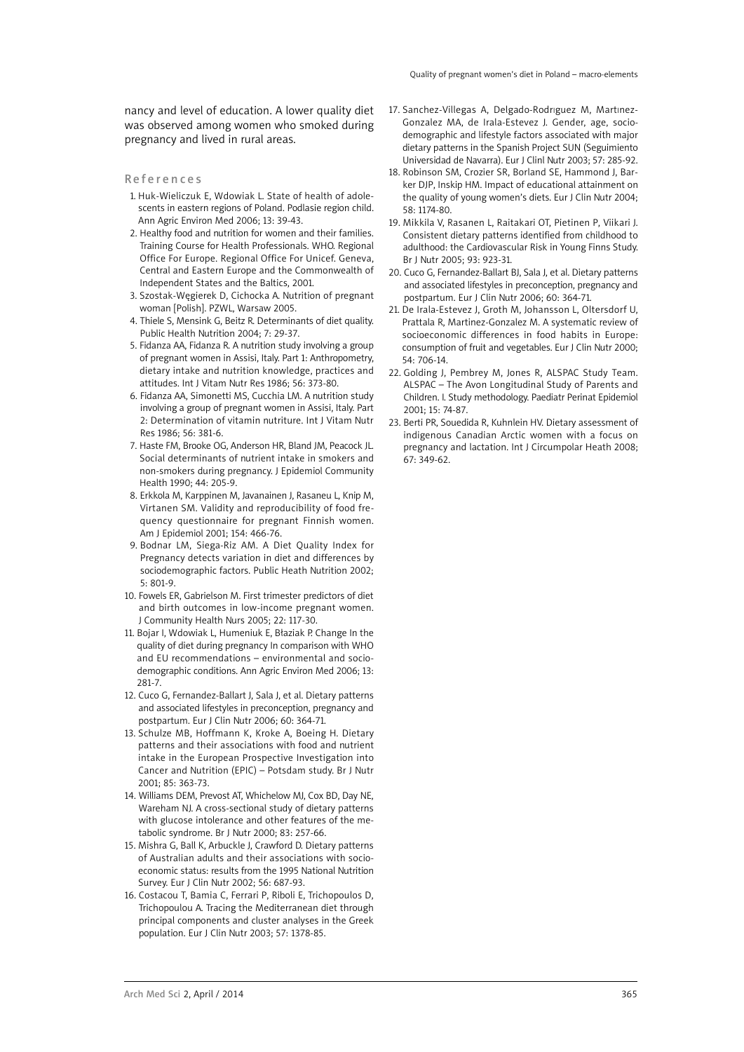nancy and level of education. A lower quality diet was observed among women who smoked during pregnancy and lived in rural areas.

## References

1. Huk-Wieliczuk E, Wdowiak L. State of health of adolescents in eastern regions of Poland. Podlasie region child. Ann Agric Environ Med 2006; 13: 39-43.
2. Healthy food and nutrition for women and their families. Training Course for Health Professionals. WHO. Regional Office For Europe. Regional Office For Unicef. Geneva, Central and Eastern Europe and the Commonwealth of Independent States and the Baltics, 2001.
3. Szostak-Węgierek D, Cichocka A. Nutrition of pregnant woman [Polish]. PZWL, Warsaw 2005.
4. Thiele S, Mensink G, Beitz R. Determinants of diet quality. Public Health Nutrition 2004; 7: 29-37.
5. Fidanza AA, Fidanza R. A nutrition study involving a group of pregnant women in Assisi, Italy. Part 1: Anthropometry, dietary intake and nutrition knowledge, practices and attitudes. Int J Vitam Nutr Res 1986; 56: 373-80.
6. Fidanza AA, Simonetti MS, Cucchia LM. A nutrition study involving a group of pregnant women in Assisi, Italy. Part 2: Determination of vitamin nutriture. Int J Vitam Nutr Res 1986; 56: 381-6.
7. Haste FM, Brooke OG, Anderson HR, Bland JM, Peacock JL. Social determinants of nutrient intake in smokers and non-smokers during pregnancy. J Epidemiol Community Health 1990; 44: 205-9.
8. Erkkola M, Karppinen M, Javanainen J, Rasaneu L, Knip M, Virtanen SM. Validity and reproducibility of food frequency questionnaire for pregnant Finnish women. Am J Epidemiol 2001; 154: 466-76.
9. Bodnar LM, Siega-Riz AM. A Diet Quality Index for Pregnancy detects variation in diet and differences by sociodemographic factors. Public Heath Nutrition 2002; 5: 801-9.
10. Fowels ER, Gabrielson M. First trimester predictors of diet and birth outcomes in low-income pregnant women. J Community Health Nurs 2005; 22: 117-30.
11. Bojar I, Wdowiak L, Humeniuk E, Błaziak P. Change In the quality of diet during pregnancy In comparison with WHO and EU recommendations – environmental and sociodemographic conditions. Ann Agric Environ Med 2006; 13: 281-7.
12. Cuco G, Fernandez-Ballart J, Sala J, et al. Dietary patterns and associated lifestyles in preconception, pregnancy and postpartum. Eur J Clin Nutr 2006; 60: 364-71.
13. Schulze MB, Hoffmann K, Kroke A, Boeing H. Dietary patterns and their associations with food and nutrient intake in the European Prospective Investigation into Cancer and Nutrition (EPIC) – Potsdam study. Br J Nutr 2001; 85: 363-73.
14. Williams DEM, Prevost AT, Whichelow MJ, Cox BD, Day NE, Wareham NJ. A cross-sectional study of dietary patterns with glucose intolerance and other features of the metabolic syndrome. Br J Nutr 2000; 83: 257-66.
15. Mishra G, Ball K, Arbuckle J, Crawford D. Dietary patterns of Australian adults and their associations with socioeconomic status: results from the 1995 National Nutrition Survey. Eur J Clin Nutr 2002; 56: 687-93.
16. Costacou T, Bamia C, Ferrari P, Riboli E, Trichopoulos D, Trichopoulou A. Tracing the Mediterranean diet through principal components and cluster analyses in the Greek population. Eur J Clin Nutr 2003; 57: 1378-85.
17. Sanchez-Villegas A, Delgado-Rodrıguez M, Martınez-Gonzalez MA, de Irala-Estevez J. Gender, age, sociodemographic and lifestyle factors associated with major dietary patterns in the Spanish Project SUN (Seguimiento Universidad de Navarra). Eur J Clinl Nutr 2003; 57: 285-92.
18. Robinson SM, Crozier SR, Borland SE, Hammond J, Barker DJP, Inskip HM. Impact of educational attainment on the quality of young women's diets. Eur J Clin Nutr 2004; 58: 1174-80.
19. Mikkila V, Rasanen L, Raitakari OT, Pietinen P, Viikari J. Consistent dietary patterns identified from childhood to adulthood: the Cardiovascular Risk in Young Finns Study. Br J Nutr 2005; 93: 923-31.
20. Cuco G, Fernandez-Ballart BJ, Sala J, et al. Dietary patterns and associated lifestyles in preconception, pregnancy and postpartum. Eur J Clin Nutr 2006; 60: 364-71.
21. De Irala-Estevez J, Groth M, Johansson L, Oltersdorf U, Prattala R, Martinez-Gonzalez M. A systematic review of socioeconomic differences in food habits in Europe: consumption of fruit and vegetables. Eur J Clin Nutr 2000; 54: 706-14.
22. Golding J, Pembrey M, Jones R, ALSPAC Study Team. ALSPAC – The Avon Longitudinal Study of Parents and Children. I. Study methodology. Paediatr Perinat Epidemiol 2001; 15: 74-87.
23. Berti PR, Souedida R, Kuhnlein HV. Dietary assessment of indigenous Canadian Arctic women with a focus on pregnancy and lactation. Int J Circumpolar Heath 2008; 67: 349-62.